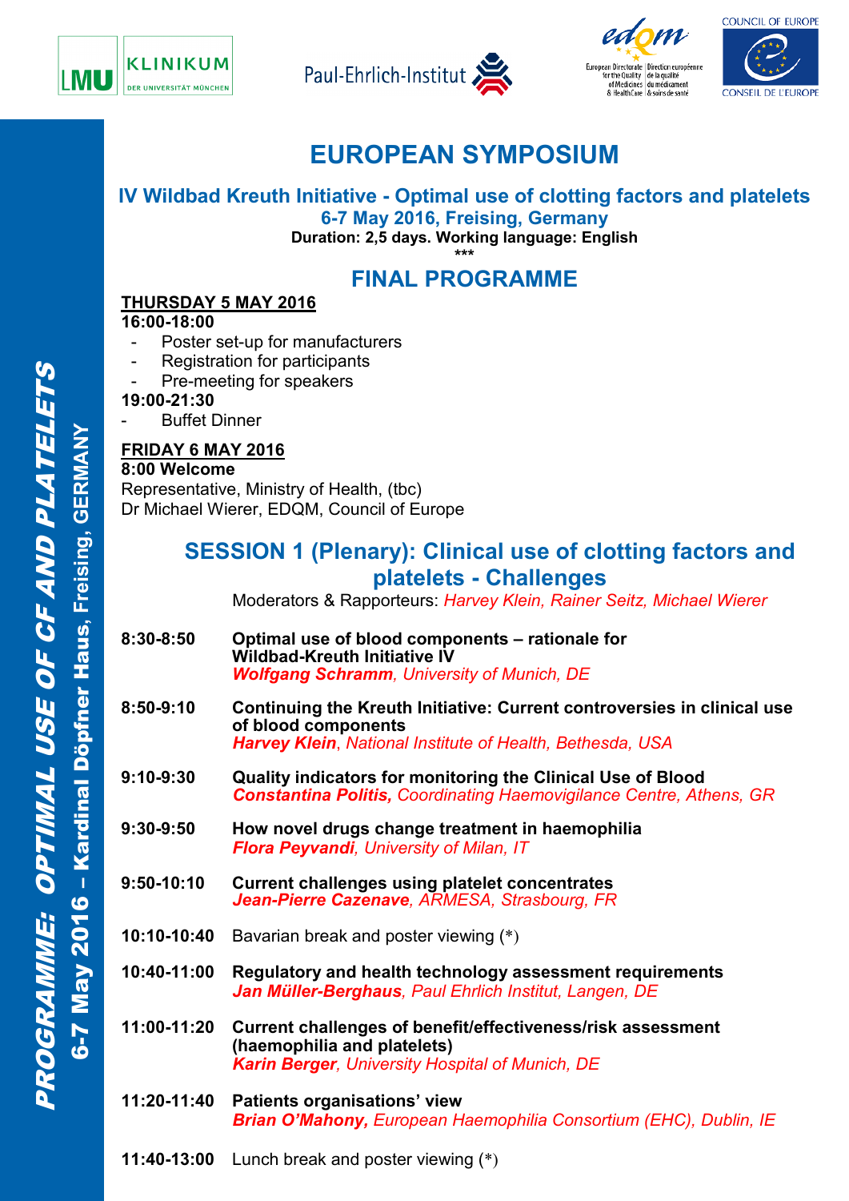# EUROPEAN SYMPOSIUM

## IV Wildbad Kreuth Initiative - Optimal use of clotting factors and platelets

**6-7 May 2016, Freising, Germany**

**Duration: 2,5 days. Working language: English**

***

## FINAL PROGRAMME

**THURSDAY 5 MAY 2016**

**16:00-18:00**

- Poster set-up for manufacturers
- Registration for participants
- Pre-meeting for speakers

**19:00-21:30**

- Buffet Dinner

**FRIDAY 6 MAY 2016**

**8:00 Welcome**

Representative, Ministry of Health, (tbc)
Dr Michael Wierer, EDQM, Council of Europe

## SESSION 1 (Plenary): Clinical use of clotting factors and platelets - Challenges

Moderators & Rapporteurs: *Harvey Klein, Rainer Seitz, Michael Wierer*

| | |
|---|---|
| **8:30-8:50** | **Optimal use of blood components – rationale for Wildbad-Kreuth Initiative IV**<br>***Wolfgang Schramm**, University of Munich, DE* |
| **8:50-9:10** | **Continuing the Kreuth Initiative: Current controversies in clinical use of blood components**<br>***Harvey Klein**, National Institute of Health, Bethesda, USA* |
| **9:10-9:30** | **Quality indicators for monitoring the Clinical Use of Blood**<br>***Constantina Politis,** Coordinating Haemovigilance Centre, Athens, GR* |
| **9:30-9:50** | **How novel drugs change treatment in haemophilia**<br>***Flora Peyvandi**, University of Milan, IT* |
| **9:50-10:10** | **Current challenges using platelet concentrates**<br>***Jean-Pierre Cazenave**, ARMESA, Strasbourg, FR* |
| **10:10-10:40** | Bavarian break and poster viewing (*) |
| **10:40-11:00** | **Regulatory and health technology assessment requirements**<br>***Jan Müller-Berghaus**, Paul Ehrlich Institut, Langen, DE* |
| **11:00-11:20** | **Current challenges of benefit/effectiveness/risk assessment (haemophilia and platelets)**<br>***Karin Berger**, University Hospital of Munich, DE* |
| **11:20-11:40** | **Patients organisations' view**<br>***Brian O'Mahony,** European Haemophilia Consortium (EHC), Dublin, IE* |
| **11:40-13:00** | Lunch break and poster viewing (*) |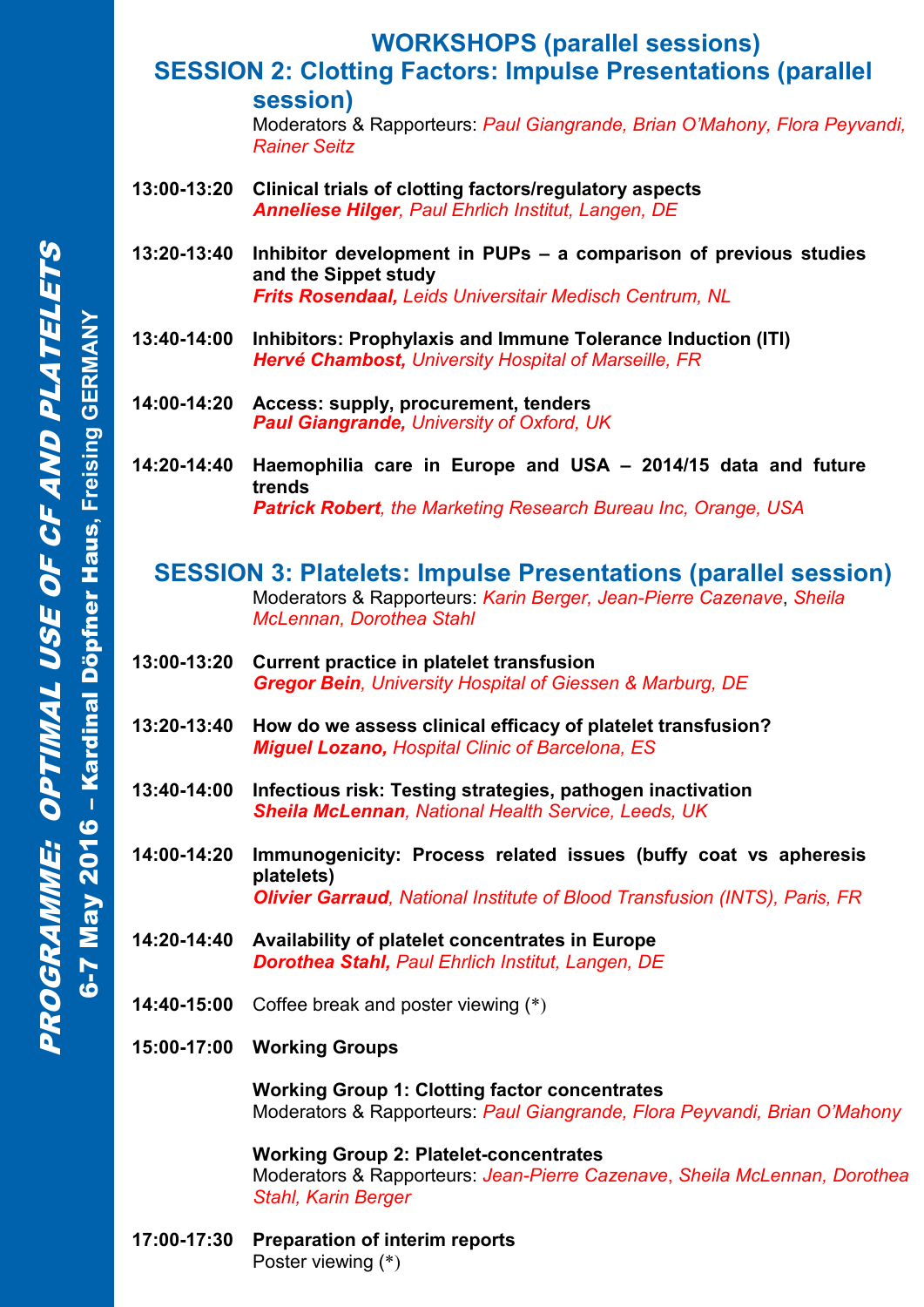# WORKSHOPS (parallel sessions)

## SESSION 2: Clotting Factors: Impulse Presentations (parallel session)

Moderators & Rapporteurs: *Paul Giangrande, Brian O'Mahony, Flora Peyvandi, Rainer Seitz*

**13:00-13:20** **Clinical trials of clotting factors/regulatory aspects**
***Anneliese Hilger****, Paul Ehrlich Institut, Langen, DE*

**13:20-13:40** **Inhibitor development in PUPs – a comparison of previous studies and the Sippet study**
***Frits Rosendaal,*** *Leids Universitair Medisch Centrum, NL*

**13:40-14:00** **Inhibitors: Prophylaxis and Immune Tolerance Induction (ITI)**
***Hervé Chambost,*** *University Hospital of Marseille, FR*

**14:00-14:20** **Access: supply, procurement, tenders**
***Paul Giangrande,*** *University of Oxford, UK*

**14:20-14:40** **Haemophilia care in Europe and USA – 2014/15 data and future trends**
***Patrick Robert****, the Marketing Research Bureau Inc, Orange, USA*

## SESSION 3: Platelets: Impulse Presentations (parallel session)

Moderators & Rapporteurs: *Karin Berger, Jean-Pierre Cazenave*, *Sheila McLennan, Dorothea Stahl*

**13:00-13:20** **Current practice in platelet transfusion**
***Gregor Bein****, University Hospital of Giessen & Marburg, DE*

**13:20-13:40** **How do we assess clinical efficacy of platelet transfusion?**
***Miguel Lozano,*** *Hospital Clinic of Barcelona, ES*

**13:40-14:00** **Infectious risk: Testing strategies, pathogen inactivation**
***Sheila McLennan****, National Health Service, Leeds, UK*

**14:00-14:20** **Immunogenicity: Process related issues (buffy coat vs apheresis platelets)**
***Olivier Garraud****, National Institute of Blood Transfusion (INTS), Paris, FR*

**14:20-14:40** **Availability of platelet concentrates in Europe**
***Dorothea Stahl,*** *Paul Ehrlich Institut, Langen, DE*

**14:40-15:00** Coffee break and poster viewing (*)

**15:00-17:00** **Working Groups**

**Working Group 1: Clotting factor concentrates**
Moderators & Rapporteurs: *Paul Giangrande, Flora Peyvandi, Brian O'Mahony*

**Working Group 2: Platelet-concentrates**
Moderators & Rapporteurs: *Jean-Pierre Cazenave, Sheila McLennan, Dorothea Stahl, Karin Berger*

**17:00-17:30** **Preparation of interim reports**
Poster viewing (*)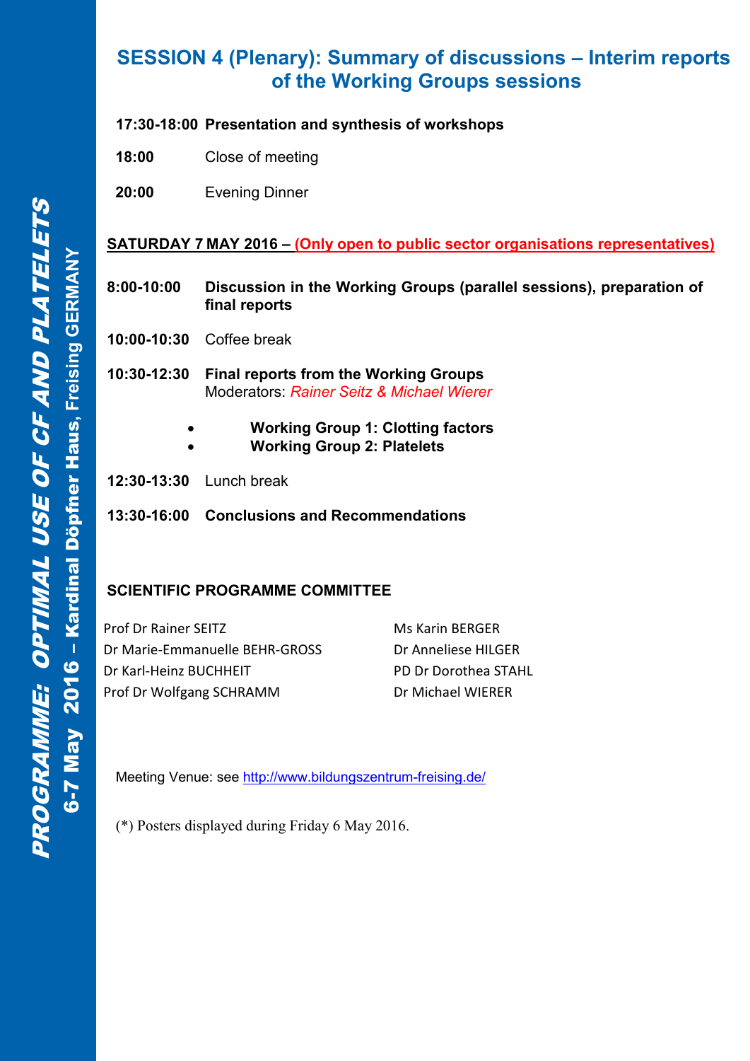## SESSION 4 (Plenary): Summary of discussions – Interim reports of the Working Groups sessions

**17:30-18:00** **Presentation and synthesis of workshops**

**18:00** Close of meeting

**20:00** Evening Dinner

**SATURDAY 7 MAY 2016 – (Only open to public sector organisations representatives)**

**8:00-10:00** **Discussion in the Working Groups (parallel sessions), preparation of final reports**

**10:00-10:30** Coffee break

**10:30-12:30** **Final reports from the Working Groups**
Moderators: *Rainer Seitz & Michael Wierer*

- **Working Group 1: Clotting factors**
- **Working Group 2: Platelets**

**12:30-13:30** Lunch break

**13:30-16:00** **Conclusions and Recommendations**

### SCIENTIFIC PROGRAMME COMMITTEE

Prof Dr Rainer SEITZ
Dr Marie-Emmanuelle BEHR-GROSS
Dr Karl-Heinz BUCHHEIT
Prof Dr Wolfgang SCHRAMM
Ms Karin BERGER
Dr Anneliese HILGER
PD Dr Dorothea STAHL
Dr Michael WIERER

Meeting Venue: see http://www.bildungszentrum-freising.de/

(*) Posters displayed during Friday 6 May 2016.

*PROGRAMME: OPTIMAL USE OF CF AND PLATELETS*
**6-7 May 2016 – Kardinal Döpfner Haus, Freising GERMANY**